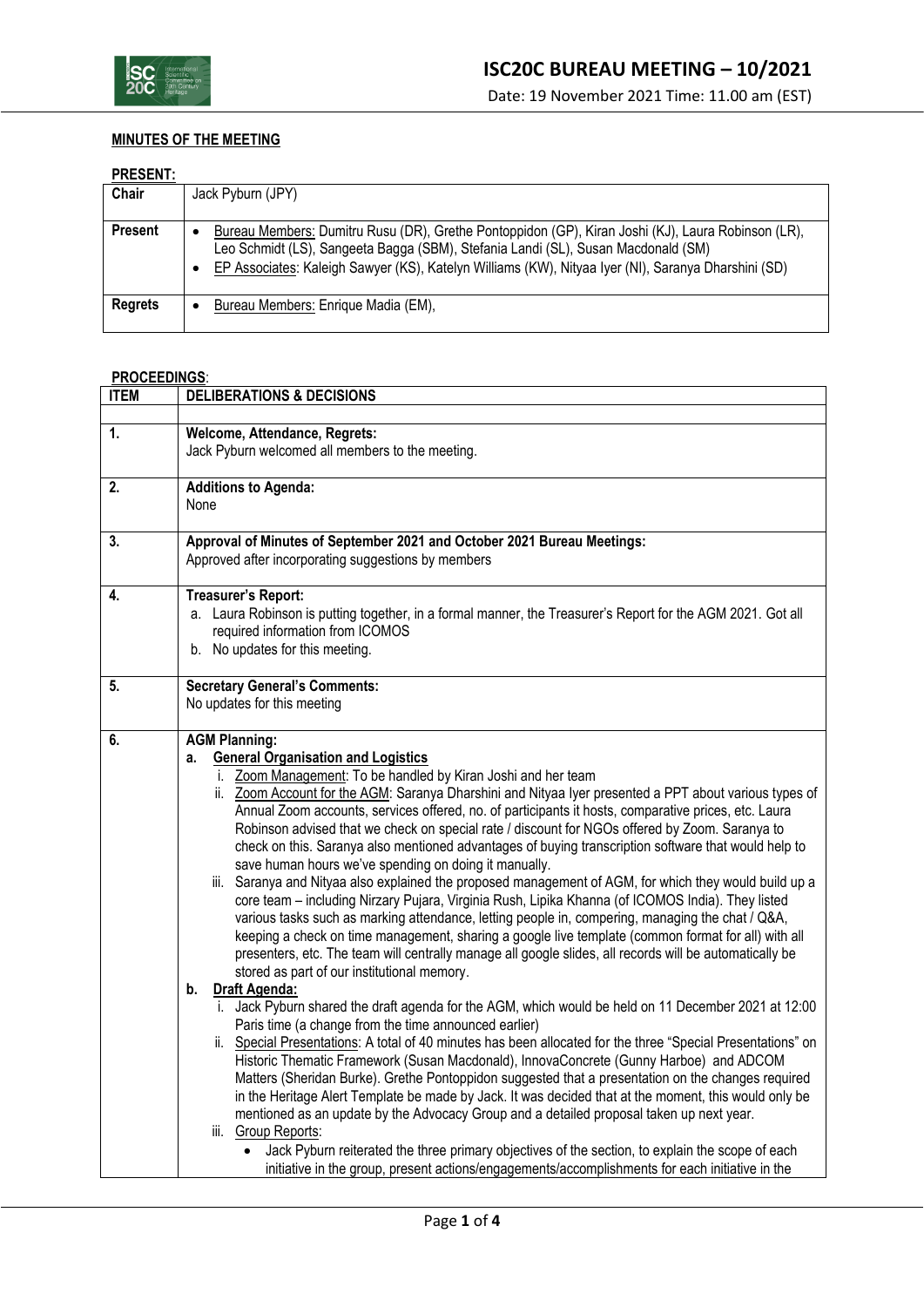# ISC20C BUREAU MEETING – 10/2021

Date: 19 November 2021 Time: 11.00 am (EST)

**MINUTES OF THE MEETING**

**PRESENT:**

| | |
|---|---|
| **Chair** | Jack Pyburn (JPY) |
| **Present** | • Bureau Members: Dumitru Rusu (DR), Grethe Pontoppidon (GP), Kiran Joshi (KJ), Laura Robinson (LR), Leo Schmidt (LS), Sangeeta Bagga (SBM), Stefania Landi (SL), Susan Macdonald (SM)<br>• EP Associates: Kaleigh Sawyer (KS), Katelyn Williams (KW), Nityaa Iyer (NI), Saranya Dharshini (SD) |
| **Regrets** | • Bureau Members: Enrique Madia (EM), |

**PROCEEDINGS**:

| ITEM | DELIBERATIONS & DECISIONS |
|---|---|
| | |
| **1.** | **Welcome, Attendance, Regrets:**<br>Jack Pyburn welcomed all members to the meeting. |
| **2.** | **Additions to Agenda:**<br>None |
| **3.** | **Approval of Minutes of September 2021 and October 2021 Bureau Meetings:**<br>Approved after incorporating suggestions by members |
| **4.** | **Treasurer's Report:**<br>a. Laura Robinson is putting together, in a formal manner, the Treasurer's Report for the AGM 2021. Got all required information from ICOMOS<br>b. No updates for this meeting. |
| **5.** | **Secretary General's Comments:**<br>No updates for this meeting |
| **6.** | **AGM Planning:**<br>**a. General Organisation and Logistics**<br>i. Zoom Management: To be handled by Kiran Joshi and her team<br>ii. Zoom Account for the AGM: Saranya Dharshini and Nityaa Iyer presented a PPT about various types of Annual Zoom accounts, services offered, no. of participants it hosts, comparative prices, etc. Laura Robinson advised that we check on special rate / discount for NGOs offered by Zoom. Saranya to check on this. Saranya also mentioned advantages of buying transcription software that would help to save human hours we've spending on doing it manually.<br>iii. Saranya and Nityaa also explained the proposed management of AGM, for which they would build up a core team – including Nirzary Pujara, Virginia Rush, Lipika Khanna (of ICOMOS India). They listed various tasks such as marking attendance, letting people in, compering, managing the chat / Q&A, keeping a check on time management, sharing a google live template (common format for all) with all presenters, etc. The team will centrally manage all google slides, all records will be automatically be stored as part of our institutional memory.<br>**b. Draft Agenda:**<br>i. Jack Pyburn shared the draft agenda for the AGM, which would be held on 11 December 2021 at 12:00 Paris time (a change from the time announced earlier)<br>ii. Special Presentations: A total of 40 minutes has been allocated for the three "Special Presentations" on Historic Thematic Framework (Susan Macdonald), InnovaConcrete (Gunny Harboe) and ADCOM Matters (Sheridan Burke). Grethe Pontoppidon suggested that a presentation on the changes required in the Heritage Alert Template be made by Jack. It was decided that at the moment, this would only be mentioned as an update by the Advocacy Group and a detailed proposal taken up next year.<br>iii. Group Reports:<br>• Jack Pyburn reiterated the three primary objectives of the section, to explain the scope of each initiative in the group, present actions/engagements/accomplishments for each initiative in the |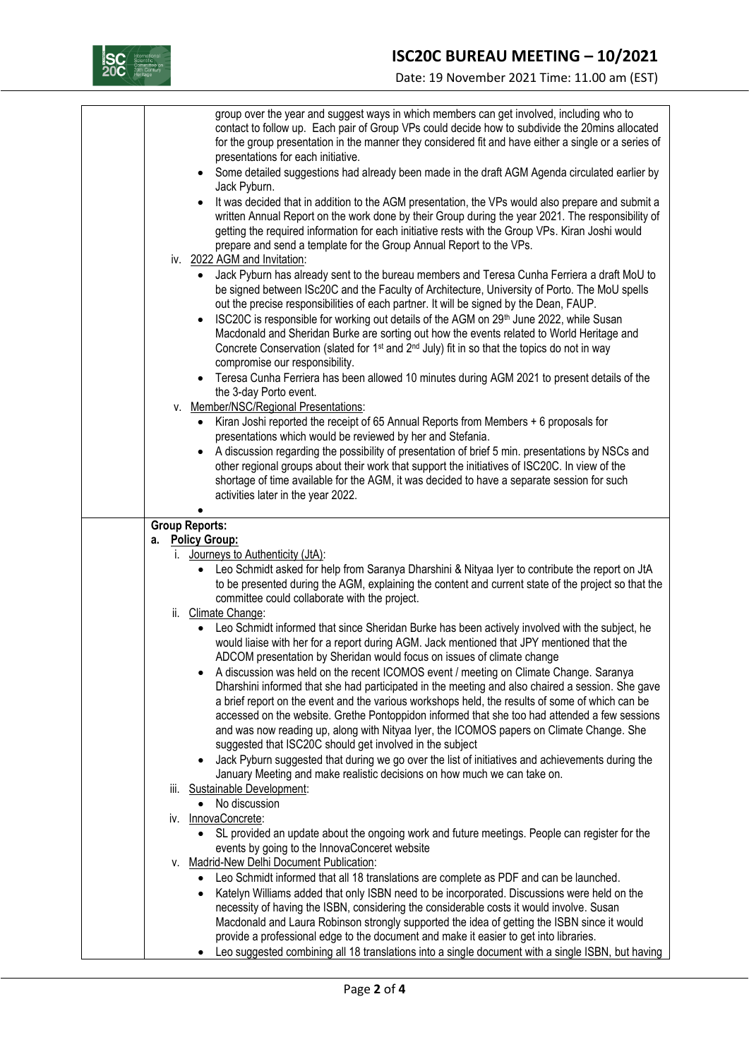- group over the year and suggest ways in which members can get involved, including who to contact to follow up. Each pair of Group VPs could decide how to subdivide the 20mins allocated for the group presentation in the manner they considered fit and have either a single or a series of presentations for each initiative.
- Some detailed suggestions had already been made in the draft AGM Agenda circulated earlier by Jack Pyburn.
- It was decided that in addition to the AGM presentation, the VPs would also prepare and submit a written Annual Report on the work done by their Group during the year 2021. The responsibility of getting the required information for each initiative rests with the Group VPs. Kiran Joshi would prepare and send a template for the Group Annual Report to the VPs.

iv. 2022 AGM and Invitation:

- Jack Pyburn has already sent to the bureau members and Teresa Cunha Ferriera a draft MoU to be signed between ISc20C and the Faculty of Architecture, University of Porto. The MoU spells out the precise responsibilities of each partner. It will be signed by the Dean, FAUP.
- ISC20C is responsible for working out details of the AGM on 29th June 2022, while Susan Macdonald and Sheridan Burke are sorting out how the events related to World Heritage and Concrete Conservation (slated for 1st and 2nd July) fit in so that the topics do not in way compromise our responsibility.
- Teresa Cunha Ferriera has been allowed 10 minutes during AGM 2021 to present details of the the 3-day Porto event.

v. Member/NSC/Regional Presentations:

- Kiran Joshi reported the receipt of 65 Annual Reports from Members + 6 proposals for presentations which would be reviewed by her and Stefania.
- A discussion regarding the possibility of presentation of brief 5 min. presentations by NSCs and other regional groups about their work that support the initiatives of ISC20C. In view of the shortage of time available for the AGM, it was decided to have a separate session for such activities later in the year 2022.
- 

**Group Reports:**

**a. Policy Group:**

i. Journeys to Authenticity (JtA):

- Leo Schmidt asked for help from Saranya Dharshini & Nityaa Iyer to contribute the report on JtA to be presented during the AGM, explaining the content and current state of the project so that the committee could collaborate with the project.

ii. Climate Change:

- Leo Schmidt informed that since Sheridan Burke has been actively involved with the subject, he would liaise with her for a report during AGM. Jack mentioned that JPY mentioned that the ADCOM presentation by Sheridan would focus on issues of climate change
- A discussion was held on the recent ICOMOS event / meeting on Climate Change. Saranya Dharshini informed that she had participated in the meeting and also chaired a session. She gave a brief report on the event and the various workshops held, the results of some of which can be accessed on the website. Grethe Pontoppidon informed that she too had attended a few sessions and was now reading up, along with Nityaa Iyer, the ICOMOS papers on Climate Change. She suggested that ISC20C should get involved in the subject
- Jack Pyburn suggested that during we go over the list of initiatives and achievements during the January Meeting and make realistic decisions on how much we can take on.

iii. Sustainable Development:

- No discussion

iv. InnovaConcrete:

- SL provided an update about the ongoing work and future meetings. People can register for the events by going to the InnovaConceret website

v. Madrid-New Delhi Document Publication:

- Leo Schmidt informed that all 18 translations are complete as PDF and can be launched.
- Katelyn Williams added that only ISBN need to be incorporated. Discussions were held on the necessity of having the ISBN, considering the considerable costs it would involve. Susan Macdonald and Laura Robinson strongly supported the idea of getting the ISBN since it would provide a professional edge to the document and make it easier to get into libraries.
- Leo suggested combining all 18 translations into a single document with a single ISBN, but having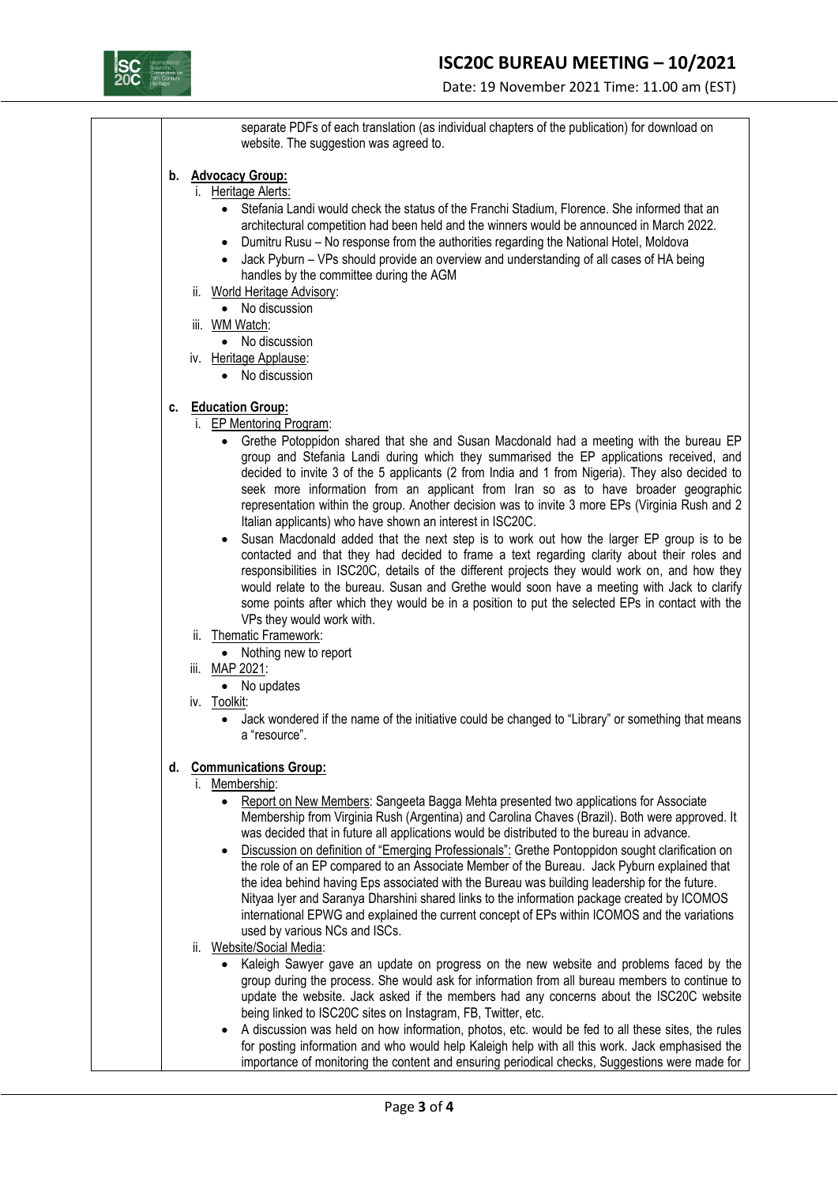separate PDFs of each translation (as individual chapters of the publication) for download on website. The suggestion was agreed to.

**b. Advocacy Group:**

i. Heritage Alerts:

- Stefania Landi would check the status of the Franchi Stadium, Florence. She informed that an architectural competition had been held and the winners would be announced in March 2022.
- Dumitru Rusu – No response from the authorities regarding the National Hotel, Moldova
- Jack Pyburn – VPs should provide an overview and understanding of all cases of HA being handles by the committee during the AGM

ii. World Heritage Advisory:

- No discussion

iii. WM Watch:

- No discussion

iv. Heritage Applause:

- No discussion

**c. Education Group:**

i. EP Mentoring Program:

- Grethe Potoppidon shared that she and Susan Macdonald had a meeting with the bureau EP group and Stefania Landi during which they summarised the EP applications received, and decided to invite 3 of the 5 applicants (2 from India and 1 from Nigeria). They also decided to seek more information from an applicant from Iran so as to have broader geographic representation within the group. Another decision was to invite 3 more EPs (Virginia Rush and 2 Italian applicants) who have shown an interest in ISC20C.
- Susan Macdonald added that the next step is to work out how the larger EP group is to be contacted and that they had decided to frame a text regarding clarity about their roles and responsibilities in ISC20C, details of the different projects they would work on, and how they would relate to the bureau. Susan and Grethe would soon have a meeting with Jack to clarify some points after which they would be in a position to put the selected EPs in contact with the VPs they would work with.

ii. Thematic Framework:

- Nothing new to report

iii. MAP 2021:

- No updates

iv. Toolkit:

- Jack wondered if the name of the initiative could be changed to "Library" or something that means a "resource".

**d. Communications Group:**

i. Membership:

- Report on New Members: Sangeeta Bagga Mehta presented two applications for Associate Membership from Virginia Rush (Argentina) and Carolina Chaves (Brazil). Both were approved. It was decided that in future all applications would be distributed to the bureau in advance.
- Discussion on definition of "Emerging Professionals": Grethe Pontoppidon sought clarification on the role of an EP compared to an Associate Member of the Bureau. Jack Pyburn explained that the idea behind having Eps associated with the Bureau was building leadership for the future. Nityaa Iyer and Saranya Dharshini shared links to the information package created by ICOMOS international EPWG and explained the current concept of EPs within ICOMOS and the variations used by various NCs and ISCs.

ii. Website/Social Media:

- Kaleigh Sawyer gave an update on progress on the new website and problems faced by the group during the process. She would ask for information from all bureau members to continue to update the website. Jack asked if the members had any concerns about the ISC20C website being linked to ISC20C sites on Instagram, FB, Twitter, etc.
- A discussion was held on how information, photos, etc. would be fed to all these sites, the rules for posting information and who would help Kaleigh help with all this work. Jack emphasised the importance of monitoring the content and ensuring periodical checks, Suggestions were made for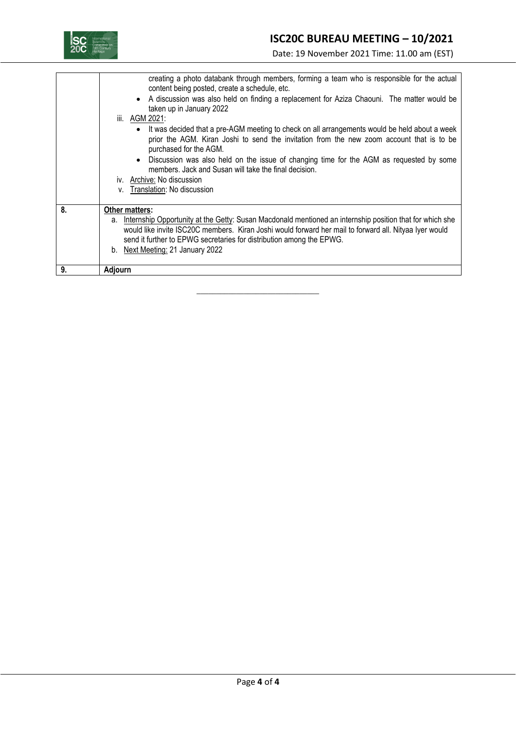| | |
|---|---|
| | creating a photo databank through members, forming a team who is responsible for the actual content being posted, create a schedule, etc.<br>• A discussion was also held on finding a replacement for Aziza Chaouni. The matter would be taken up in January 2022<br>iii. AGM 2021:<br>• It was decided that a pre-AGM meeting to check on all arrangements would be held about a week prior the AGM. Kiran Joshi to send the invitation from the new zoom account that is to be purchased for the AGM.<br>• Discussion was also held on the issue of changing time for the AGM as requested by some members. Jack and Susan will take the final decision.<br>iv. Archive: No discussion<br>v. Translation: No discussion |
| **8.** | **Other matters:**<br>a. Internship Opportunity at the Getty: Susan Macdonald mentioned an internship position that for which she would like invite ISC20C members. Kiran Joshi would forward her mail to forward all. Nityaa Iyer would send it further to EPWG secretaries for distribution among the EPWG.<br>b. Next Meeting: 21 January 2022 |
| **9.** | **Adjourn** |

---